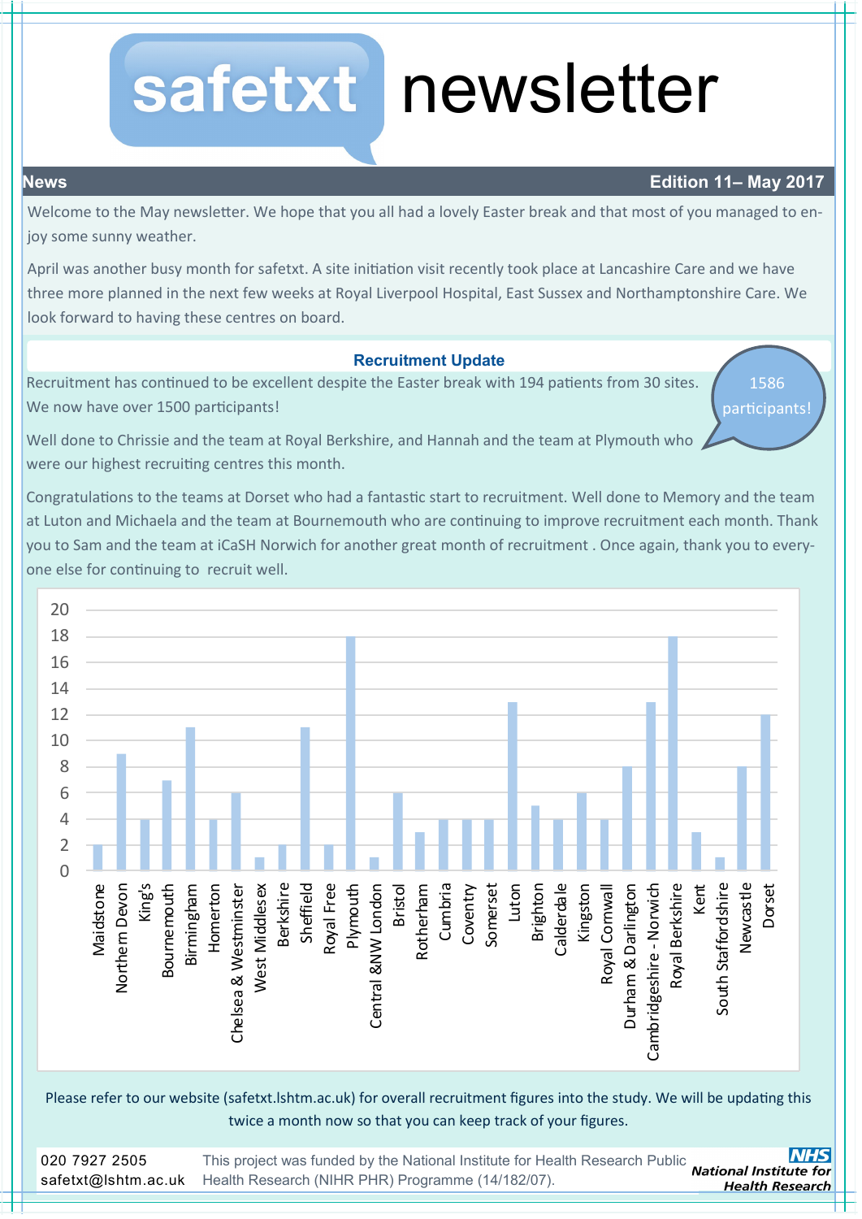# safetxt newsletter

**News** — **Edition 11– May 2017**

Welcome to the May newsletter. We hope that you all had a lovely Easter break and that most of you managed to enjoy some sunny weather.

April was another busy month for safetxt. A site initiation visit recently took place at Lancashire Care and we have three more planned in the next few weeks at Royal Liverpool Hospital, East Sussex and Northamptonshire Care. We look forward to having these centres on board.

## Recruitment Update

Recruitment has continued to be excellent despite the Easter break with 194 patients from 30 sites. We now have over 1500 participants!

1586 participants!

Well done to Chrissie and the team at Royal Berkshire, and Hannah and the team at Plymouth who were our highest recruiting centres this month.

Congratulations to the teams at Dorset who had a fantastic start to recruitment. Well done to Memory and the team at Luton and Michaela and the team at Bournemouth who are continuing to improve recruitment each month. Thank you to Sam and the team at iCaSH Norwich for another great month of recruitment . Once again, thank you to everyone else for continuing to recruit well.

| Site | Patients recruited |
|---|---|
| Maidstone | 2 |
| Northern Devon | 9 |
| King's | 4 |
| Bournemouth | 7 |
| Birmingham | 11 |
| Homerton | 4 |
| Chelsea & Westminster | 6 |
| West Middlesex | 1 |
| Berkshire | 2 |
| Sheffield | 11 |
| Royal Free | 2 |
| Plymouth | 18 |
| Central &NW London | 1 |
| Bristol | 6 |
| Rotherham | 3 |
| Cumbria | 4 |
| Coventry | 4 |
| Somerset | 4 |
| Luton | 13 |
| Brighton | 5 |
| Calderdale | 4 |
| Kingston | 6 |
| Royal Cornwall | 4 |
| Durham & Darlington | 8 |
| Cambridgeshire - Norwich | 13 |
| Royal Berkshire | 18 |
| Kent | 3 |
| South Staffordshire | 1 |
| Newcastle | 8 |
| Dorset | 12 |

Please refer to our website (safetxt.lshtm.ac.uk) for overall recruitment figures into the study. We will be updating this twice a month now so that you can keep track of your figures.

020 7927 2505
safetxt@lshtm.ac.uk

This project was funded by the National Institute for Health Research Public Health Research (NIHR PHR) Programme (14/182/07).

NHS National Institute for Health Research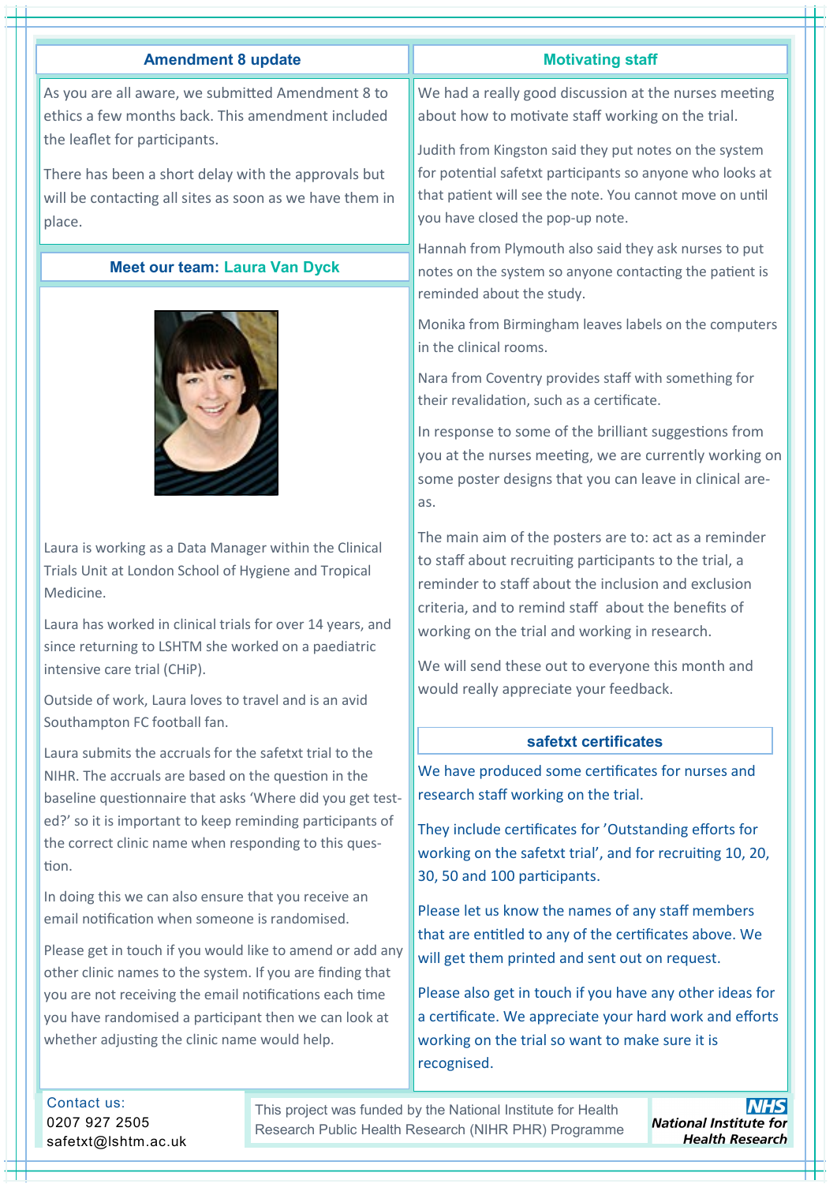## Amendment 8 update

As you are all aware, we submitted Amendment 8 to ethics a few months back. This amendment included the leaflet for participants.

There has been a short delay with the approvals but will be contacting all sites as soon as we have them in place.

## Meet our team: Laura Van Dyck

Laura is working as a Data Manager within the Clinical Trials Unit at London School of Hygiene and Tropical Medicine.

Laura has worked in clinical trials for over 14 years, and since returning to LSHTM she worked on a paediatric intensive care trial (CHiP).

Outside of work, Laura loves to travel and is an avid Southampton FC football fan.

Laura submits the accruals for the safetxt trial to the NIHR. The accruals are based on the question in the baseline questionnaire that asks 'Where did you get tested?' so it is important to keep reminding participants of the correct clinic name when responding to this question.

In doing this we can also ensure that you receive an email notification when someone is randomised.

Please get in touch if you would like to amend or add any other clinic names to the system. If you are finding that you are not receiving the email notifications each time you have randomised a participant then we can look at whether adjusting the clinic name would help.

## Motivating staff

We had a really good discussion at the nurses meeting about how to motivate staff working on the trial.

Judith from Kingston said they put notes on the system for potential safetxt participants so anyone who looks at that patient will see the note. You cannot move on until you have closed the pop-up note.

Hannah from Plymouth also said they ask nurses to put notes on the system so anyone contacting the patient is reminded about the study.

Monika from Birmingham leaves labels on the computers in the clinical rooms.

Nara from Coventry provides staff with something for their revalidation, such as a certificate.

In response to some of the brilliant suggestions from you at the nurses meeting, we are currently working on some poster designs that you can leave in clinical areas.

The main aim of the posters are to: act as a reminder to staff about recruiting participants to the trial, a reminder to staff about the inclusion and exclusion criteria, and to remind staff about the benefits of working on the trial and working in research.

We will send these out to everyone this month and would really appreciate your feedback.

## safetxt certificates

We have produced some certificates for nurses and research staff working on the trial.

They include certificates for 'Outstanding efforts for working on the safetxt trial', and for recruiting 10, 20, 30, 50 and 100 participants.

Please let us know the names of any staff members that are entitled to any of the certificates above. We will get them printed and sent out on request.

Please also get in touch if you have any other ideas for a certificate. We appreciate your hard work and efforts working on the trial so want to make sure it is recognised.

Contact us:
0207 927 2505
safetxt@lshtm.ac.uk

This project was funded by the National Institute for Health Research Public Health Research (NIHR PHR) Programme

NHS National Institute for Health Research